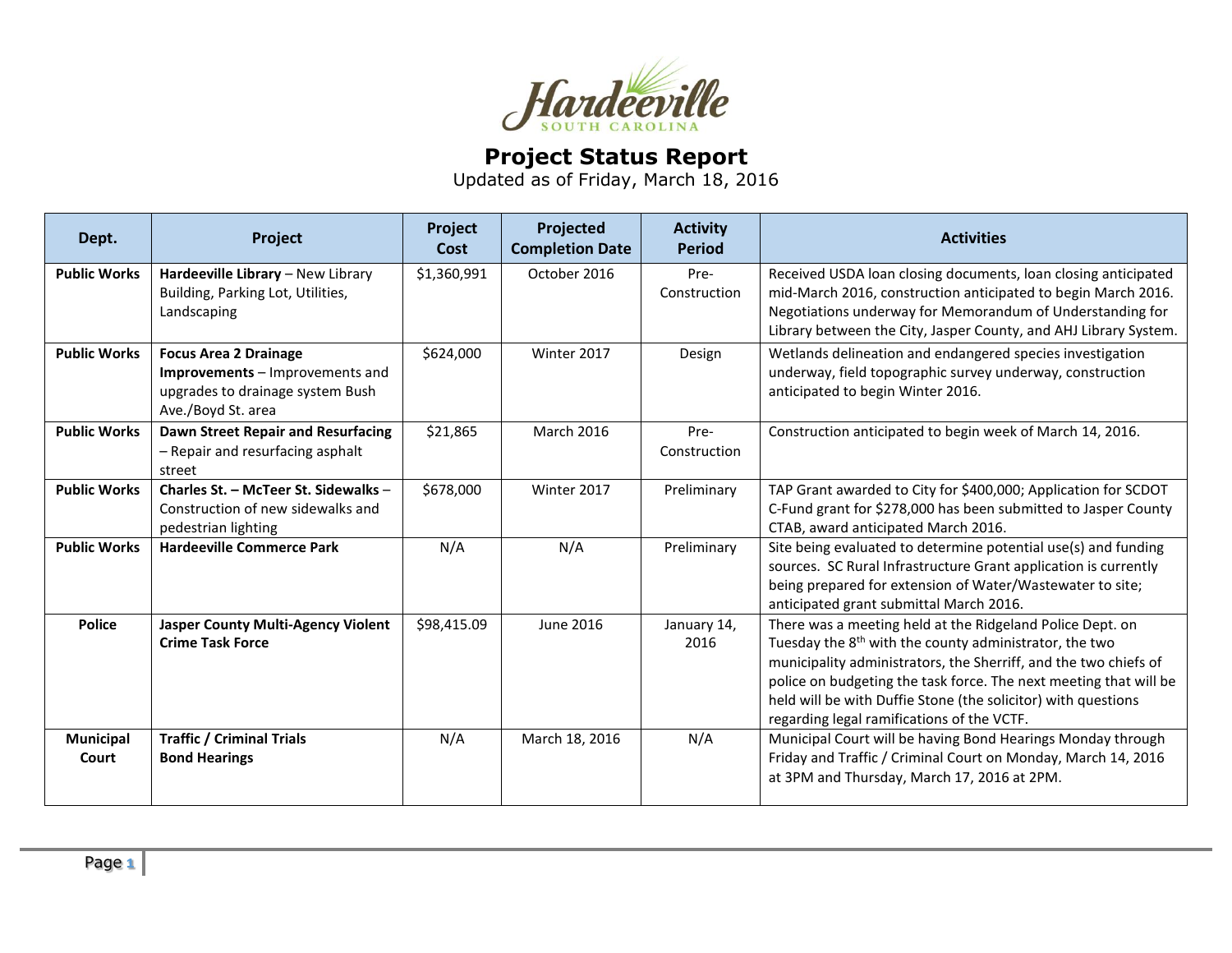Hardeeville
SOUTH CAROLINA

# Project Status Report

Updated as of Friday, March 18, 2016

| Dept. | Project | Project Cost | Projected Completion Date | Activity Period | Activities |
|---|---|---|---|---|---|
| **Public Works** | **Hardeeville Library** – New Library Building, Parking Lot, Utilities, Landscaping | $1,360,991 | October 2016 | Pre-Construction | Received USDA loan closing documents, loan closing anticipated mid-March 2016, construction anticipated to begin March 2016. Negotiations underway for Memorandum of Understanding for Library between the City, Jasper County, and AHJ Library System. |
| **Public Works** | **Focus Area 2 Drainage Improvements** – Improvements and upgrades to drainage system Bush Ave./Boyd St. area | $624,000 | Winter 2017 | Design | Wetlands delineation and endangered species investigation underway, field topographic survey underway, construction anticipated to begin Winter 2016. |
| **Public Works** | **Dawn Street Repair and Resurfacing** – Repair and resurfacing asphalt street | $21,865 | March 2016 | Pre-Construction | Construction anticipated to begin week of March 14, 2016. |
| **Public Works** | **Charles St. – McTeer St. Sidewalks** – Construction of new sidewalks and pedestrian lighting | $678,000 | Winter 2017 | Preliminary | TAP Grant awarded to City for $400,000; Application for SCDOT C-Fund grant for $278,000 has been submitted to Jasper County CTAB, award anticipated March 2016. |
| **Public Works** | **Hardeeville Commerce Park** | N/A | N/A | Preliminary | Site being evaluated to determine potential use(s) and funding sources. SC Rural Infrastructure Grant application is currently being prepared for extension of Water/Wastewater to site; anticipated grant submittal March 2016. |
| **Police** | **Jasper County Multi-Agency Violent Crime Task Force** | $98,415.09 | June 2016 | January 14, 2016 | There was a meeting held at the Ridgeland Police Dept. on Tuesday the 8th with the county administrator, the two municipality administrators, the Sherriff, and the two chiefs of police on budgeting the task force. The next meeting that will be held will be with Duffie Stone (the solicitor) with questions regarding legal ramifications of the VCTF. |
| **Municipal Court** | **Traffic / Criminal Trials Bond Hearings** | N/A | March 18, 2016 | N/A | Municipal Court will be having Bond Hearings Monday through Friday and Traffic / Criminal Court on Monday, March 14, 2016 at 3PM and Thursday, March 17, 2016 at 2PM. |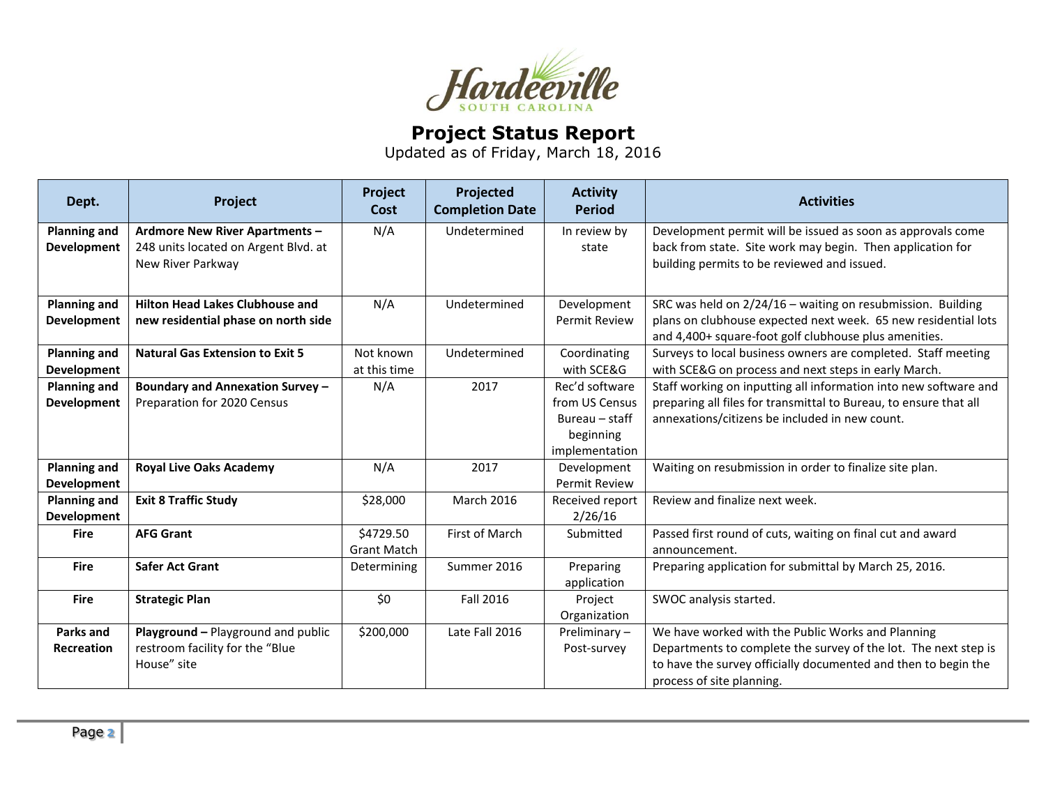Hardeeville
SOUTH CAROLINA

# Project Status Report

Updated as of Friday, March 18, 2016

| Dept. | Project | Project Cost | Projected Completion Date | Activity Period | Activities |
|---|---|---|---|---|---|
| **Planning and Development** | **Ardmore New River Apartments –** 248 units located on Argent Blvd. at New River Parkway | N/A | Undetermined | In review by state | Development permit will be issued as soon as approvals come back from state. Site work may begin. Then application for building permits to be reviewed and issued. |
| **Planning and Development** | **Hilton Head Lakes Clubhouse and new residential phase on north side** | N/A | Undetermined | Development Permit Review | SRC was held on 2/24/16 – waiting on resubmission. Building plans on clubhouse expected next week. 65 new residential lots and 4,400+ square-foot golf clubhouse plus amenities. |
| **Planning and Development** | **Natural Gas Extension to Exit 5** | Not known at this time | Undetermined | Coordinating with SCE&G | Surveys to local business owners are completed. Staff meeting with SCE&G on process and next steps in early March. |
| **Planning and Development** | **Boundary and Annexation Survey –** Preparation for 2020 Census | N/A | 2017 | Rec'd software from US Census Bureau – staff beginning implementation | Staff working on inputting all information into new software and preparing all files for transmittal to Bureau, to ensure that all annexations/citizens be included in new count. |
| **Planning and Development** | **Royal Live Oaks Academy** | N/A | 2017 | Development Permit Review | Waiting on resubmission in order to finalize site plan. |
| **Planning and Development** | **Exit 8 Traffic Study** | $28,000 | March 2016 | Received report 2/26/16 | Review and finalize next week. |
| **Fire** | **AFG Grant** | $4729.50 Grant Match | First of March | Submitted | Passed first round of cuts, waiting on final cut and award announcement. |
| **Fire** | **Safer Act Grant** | Determining | Summer 2016 | Preparing application | Preparing application for submittal by March 25, 2016. |
| **Fire** | **Strategic Plan** | $0 | Fall 2016 | Project Organization | SWOC analysis started. |
| **Parks and Recreation** | **Playground –** Playground and public restroom facility for the "Blue House" site | $200,000 | Late Fall 2016 | Preliminary – Post-survey | We have worked with the Public Works and Planning Departments to complete the survey of the lot. The next step is to have the survey officially documented and then to begin the process of site planning. |